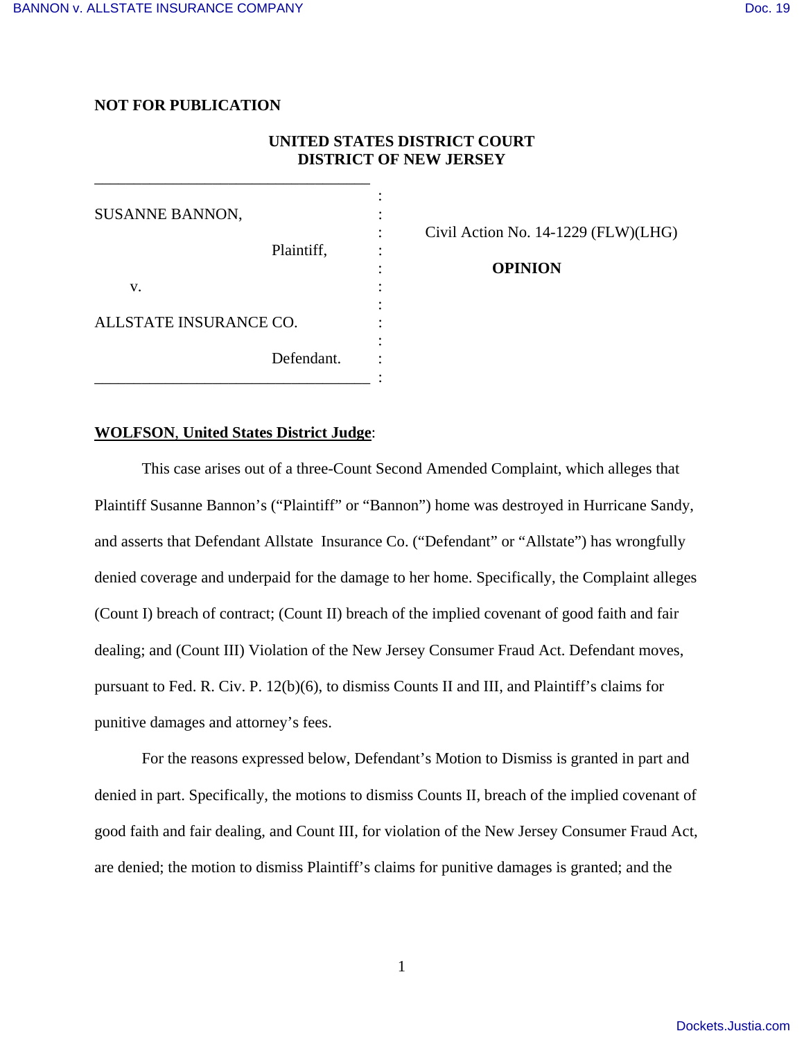**NOT FOR PUBLICATION**

**UNITED STATES DISTRICT COURT**
**DISTRICT OF NEW JERSEY**

| | |
|---|---|
| SUSANNE BANNON, Plaintiff, v. ALLSTATE INSURANCE CO. Defendant. | Civil Action No. 14-1229 (FLW)(LHG) **OPINION** |

**WOLFSON, United States District Judge**:

This case arises out of a three-Count Second Amended Complaint, which alleges that Plaintiff Susanne Bannon's ("Plaintiff" or "Bannon") home was destroyed in Hurricane Sandy, and asserts that Defendant Allstate Insurance Co. ("Defendant" or "Allstate") has wrongfully denied coverage and underpaid for the damage to her home. Specifically, the Complaint alleges (Count I) breach of contract; (Count II) breach of the implied covenant of good faith and fair dealing; and (Count III) Violation of the New Jersey Consumer Fraud Act. Defendant moves, pursuant to Fed. R. Civ. P. 12(b)(6), to dismiss Counts II and III, and Plaintiff's claims for punitive damages and attorney's fees.

For the reasons expressed below, Defendant's Motion to Dismiss is granted in part and denied in part. Specifically, the motions to dismiss Counts II, breach of the implied covenant of good faith and fair dealing, and Count III, for violation of the New Jersey Consumer Fraud Act, are denied; the motion to dismiss Plaintiff's claims for punitive damages is granted; and the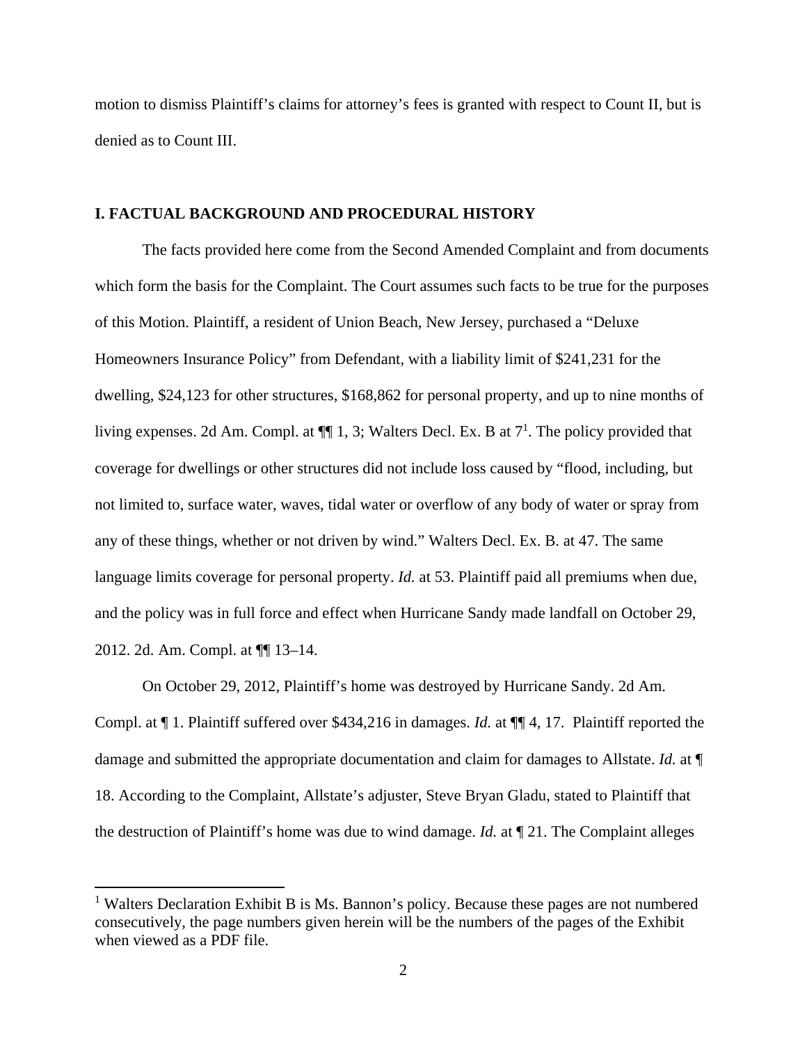motion to dismiss Plaintiff's claims for attorney's fees is granted with respect to Count II, but is denied as to Count III.

## I. FACTUAL BACKGROUND AND PROCEDURAL HISTORY

The facts provided here come from the Second Amended Complaint and from documents which form the basis for the Complaint. The Court assumes such facts to be true for the purposes of this Motion. Plaintiff, a resident of Union Beach, New Jersey, purchased a "Deluxe Homeowners Insurance Policy" from Defendant, with a liability limit of $241,231 for the dwelling, $24,123 for other structures, $168,862 for personal property, and up to nine months of living expenses. 2d Am. Compl. at ¶¶ 1, 3; Walters Decl. Ex. B at 7[1]. The policy provided that coverage for dwellings or other structures did not include loss caused by "flood, including, but not limited to, surface water, waves, tidal water or overflow of any body of water or spray from any of these things, whether or not driven by wind." Walters Decl. Ex. B. at 47. The same language limits coverage for personal property. *Id.* at 53. Plaintiff paid all premiums when due, and the policy was in full force and effect when Hurricane Sandy made landfall on October 29, 2012. 2d. Am. Compl. at ¶¶ 13–14.

On October 29, 2012, Plaintiff's home was destroyed by Hurricane Sandy. 2d Am. Compl. at ¶ 1. Plaintiff suffered over $434,216 in damages. *Id.* at ¶¶ 4, 17. Plaintiff reported the damage and submitted the appropriate documentation and claim for damages to Allstate. *Id.* at ¶ 18. According to the Complaint, Allstate's adjuster, Steve Bryan Gladu, stated to Plaintiff that the destruction of Plaintiff's home was due to wind damage. *Id.* at ¶ 21. The Complaint alleges

[1] Walters Declaration Exhibit B is Ms. Bannon's policy. Because these pages are not numbered consecutively, the page numbers given herein will be the numbers of the pages of the Exhibit when viewed as a PDF file.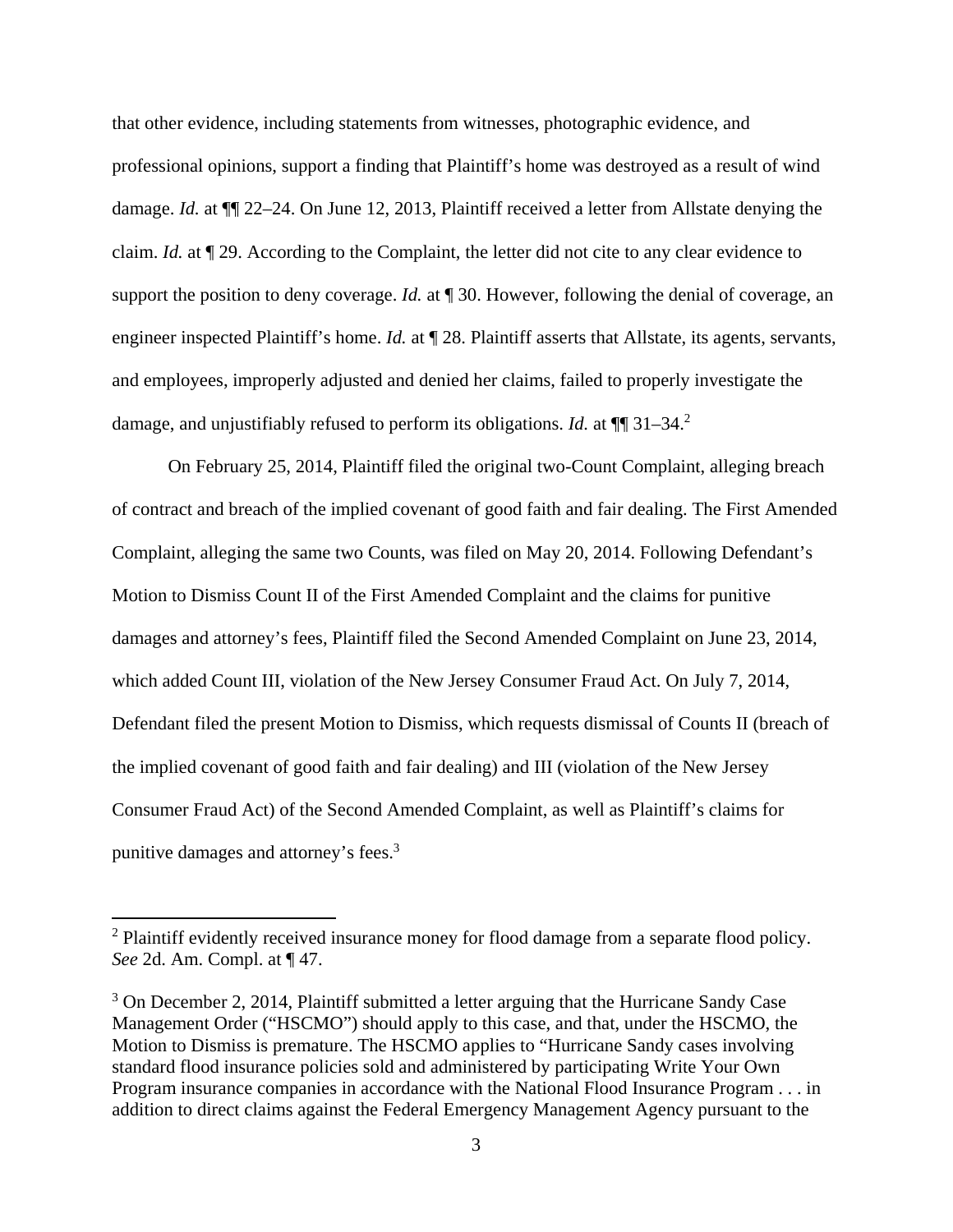that other evidence, including statements from witnesses, photographic evidence, and professional opinions, support a finding that Plaintiff's home was destroyed as a result of wind damage. *Id.* at ¶¶ 22–24. On June 12, 2013, Plaintiff received a letter from Allstate denying the claim. *Id.* at ¶ 29. According to the Complaint, the letter did not cite to any clear evidence to support the position to deny coverage. *Id.* at ¶ 30. However, following the denial of coverage, an engineer inspected Plaintiff's home. *Id.* at ¶ 28. Plaintiff asserts that Allstate, its agents, servants, and employees, improperly adjusted and denied her claims, failed to properly investigate the damage, and unjustifiably refused to perform its obligations. *Id.* at ¶¶ 31–34.[2]

On February 25, 2014, Plaintiff filed the original two-Count Complaint, alleging breach of contract and breach of the implied covenant of good faith and fair dealing. The First Amended Complaint, alleging the same two Counts, was filed on May 20, 2014. Following Defendant's Motion to Dismiss Count II of the First Amended Complaint and the claims for punitive damages and attorney's fees, Plaintiff filed the Second Amended Complaint on June 23, 2014, which added Count III, violation of the New Jersey Consumer Fraud Act. On July 7, 2014, Defendant filed the present Motion to Dismiss, which requests dismissal of Counts II (breach of the implied covenant of good faith and fair dealing) and III (violation of the New Jersey Consumer Fraud Act) of the Second Amended Complaint, as well as Plaintiff's claims for punitive damages and attorney's fees.[3]

---

[2] Plaintiff evidently received insurance money for flood damage from a separate flood policy. *See* 2d. Am. Compl. at ¶ 47.

[3] On December 2, 2014, Plaintiff submitted a letter arguing that the Hurricane Sandy Case Management Order ("HSCMO") should apply to this case, and that, under the HSCMO, the Motion to Dismiss is premature. The HSCMO applies to "Hurricane Sandy cases involving standard flood insurance policies sold and administered by participating Write Your Own Program insurance companies in accordance with the National Flood Insurance Program . . . in addition to direct claims against the Federal Emergency Management Agency pursuant to the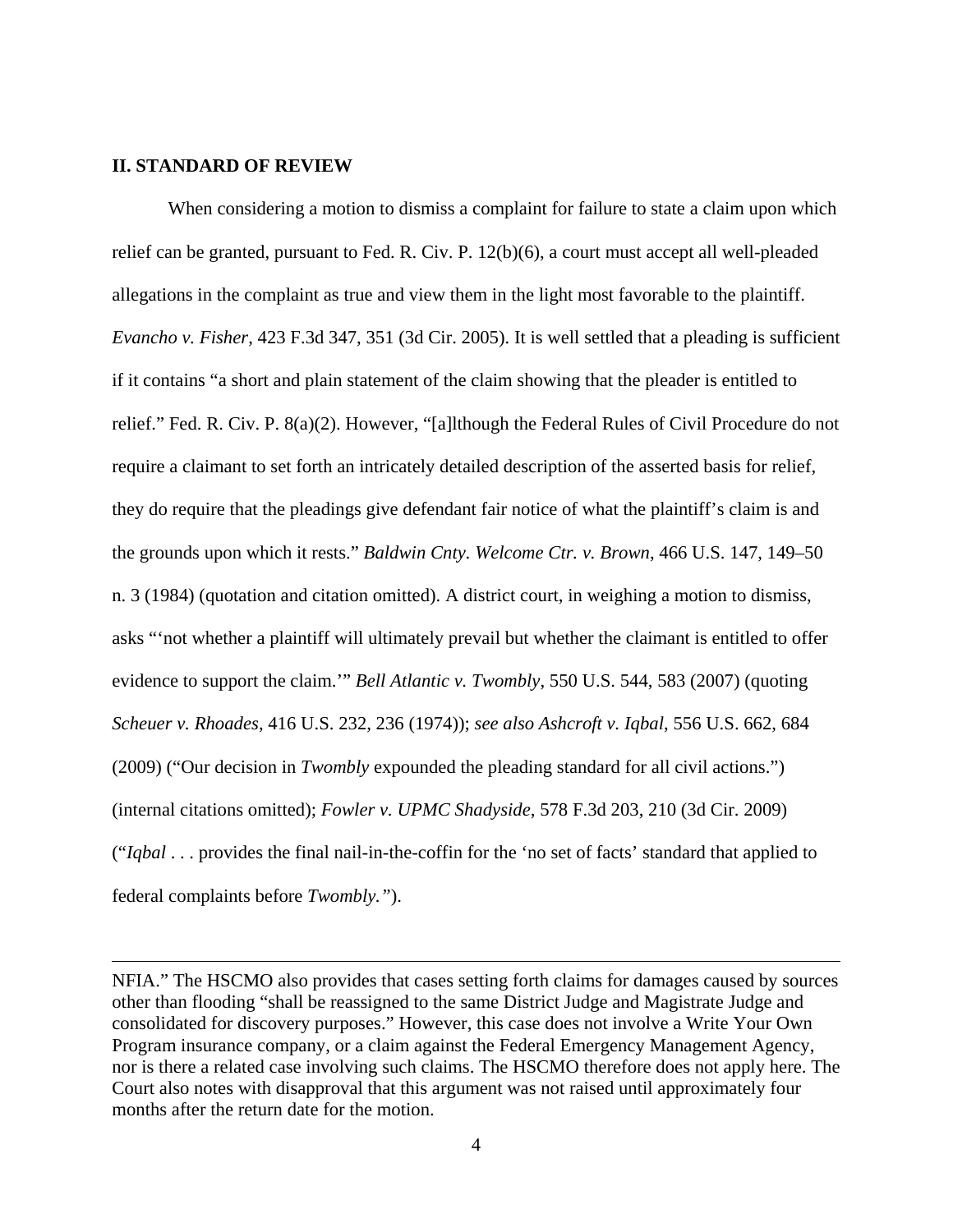## II. STANDARD OF REVIEW

When considering a motion to dismiss a complaint for failure to state a claim upon which relief can be granted, pursuant to Fed. R. Civ. P. 12(b)(6), a court must accept all well-pleaded allegations in the complaint as true and view them in the light most favorable to the plaintiff. *Evancho v. Fisher*, 423 F.3d 347, 351 (3d Cir. 2005). It is well settled that a pleading is sufficient if it contains "a short and plain statement of the claim showing that the pleader is entitled to relief." Fed. R. Civ. P. 8(a)(2). However, "[a]lthough the Federal Rules of Civil Procedure do not require a claimant to set forth an intricately detailed description of the asserted basis for relief, they do require that the pleadings give defendant fair notice of what the plaintiff's claim is and the grounds upon which it rests." *Baldwin Cnty. Welcome Ctr. v. Brown*, 466 U.S. 147, 149–50 n. 3 (1984) (quotation and citation omitted). A district court, in weighing a motion to dismiss, asks "'not whether a plaintiff will ultimately prevail but whether the claimant is entitled to offer evidence to support the claim.'" *Bell Atlantic v. Twombly*, 550 U.S. 544, 583 (2007) (quoting *Scheuer v. Rhoades*, 416 U.S. 232, 236 (1974)); *see also Ashcroft v. Iqbal*, 556 U.S. 662, 684 (2009) ("Our decision in *Twombly* expounded the pleading standard for all civil actions.") (internal citations omitted); *Fowler v. UPMC Shadyside*, 578 F.3d 203, 210 (3d Cir. 2009) ("*Iqbal* . . . provides the final nail-in-the-coffin for the 'no set of facts' standard that applied to federal complaints before *Twombly.*").

---

NFIA." The HSCMO also provides that cases setting forth claims for damages caused by sources other than flooding "shall be reassigned to the same District Judge and Magistrate Judge and consolidated for discovery purposes." However, this case does not involve a Write Your Own Program insurance company, or a claim against the Federal Emergency Management Agency, nor is there a related case involving such claims. The HSCMO therefore does not apply here. The Court also notes with disapproval that this argument was not raised until approximately four months after the return date for the motion.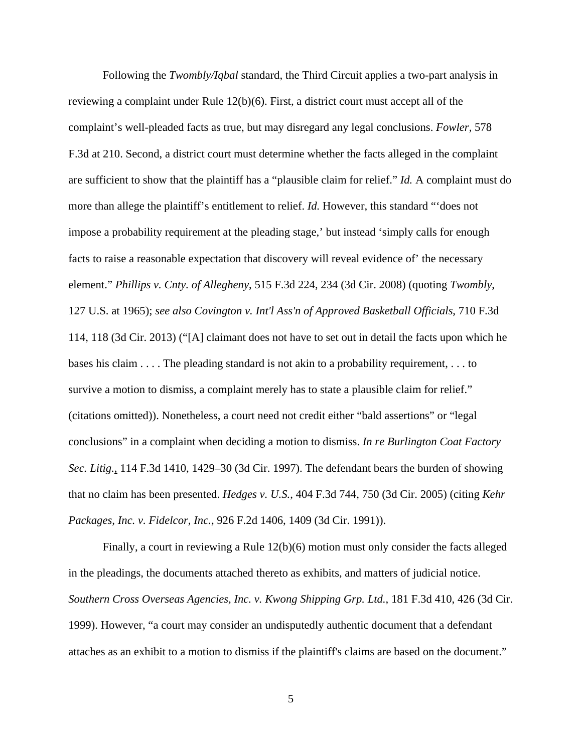Following the *Twombly/Iqbal* standard, the Third Circuit applies a two-part analysis in reviewing a complaint under Rule 12(b)(6). First, a district court must accept all of the complaint's well-pleaded facts as true, but may disregard any legal conclusions. *Fowler*, 578 F.3d at 210. Second, a district court must determine whether the facts alleged in the complaint are sufficient to show that the plaintiff has a "plausible claim for relief." *Id.* A complaint must do more than allege the plaintiff's entitlement to relief. *Id.* However, this standard "'does not impose a probability requirement at the pleading stage,' but instead 'simply calls for enough facts to raise a reasonable expectation that discovery will reveal evidence of' the necessary element." *Phillips v. Cnty. of Allegheny*, 515 F.3d 224, 234 (3d Cir. 2008) (quoting *Twombly*, 127 U.S. at 1965); *see also Covington v. Int'l Ass'n of Approved Basketball Officials*, 710 F.3d 114, 118 (3d Cir. 2013) ("[A] claimant does not have to set out in detail the facts upon which he bases his claim . . . . The pleading standard is not akin to a probability requirement, . . . to survive a motion to dismiss, a complaint merely has to state a plausible claim for relief." (citations omitted)). Nonetheless, a court need not credit either "bald assertions" or "legal conclusions" in a complaint when deciding a motion to dismiss. *In re Burlington Coat Factory Sec. Litig.*, 114 F.3d 1410, 1429–30 (3d Cir. 1997). The defendant bears the burden of showing that no claim has been presented. *Hedges v. U.S.*, 404 F.3d 744, 750 (3d Cir. 2005) (citing *Kehr Packages, Inc. v. Fidelcor, Inc.*, 926 F.2d 1406, 1409 (3d Cir. 1991)).

Finally, a court in reviewing a Rule 12(b)(6) motion must only consider the facts alleged in the pleadings, the documents attached thereto as exhibits, and matters of judicial notice. *Southern Cross Overseas Agencies, Inc. v. Kwong Shipping Grp. Ltd.*, 181 F.3d 410, 426 (3d Cir. 1999). However, "a court may consider an undisputedly authentic document that a defendant attaches as an exhibit to a motion to dismiss if the plaintiff's claims are based on the document."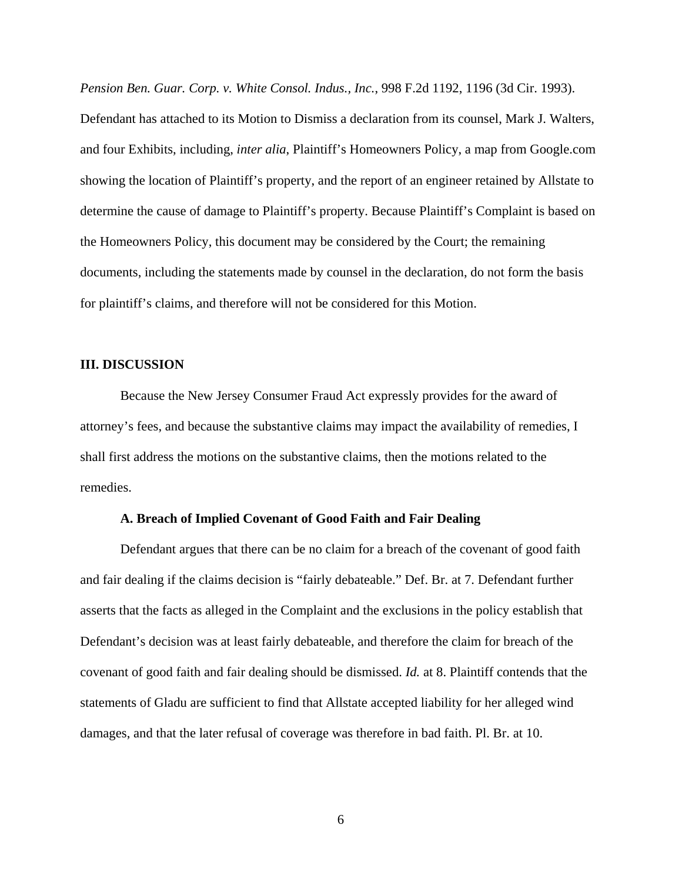*Pension Ben. Guar. Corp. v. White Consol. Indus., Inc.*, 998 F.2d 1192, 1196 (3d Cir. 1993). Defendant has attached to its Motion to Dismiss a declaration from its counsel, Mark J. Walters, and four Exhibits, including, *inter alia*, Plaintiff's Homeowners Policy, a map from Google.com showing the location of Plaintiff's property, and the report of an engineer retained by Allstate to determine the cause of damage to Plaintiff's property. Because Plaintiff's Complaint is based on the Homeowners Policy, this document may be considered by the Court; the remaining documents, including the statements made by counsel in the declaration, do not form the basis for plaintiff's claims, and therefore will not be considered for this Motion.

## III. DISCUSSION

Because the New Jersey Consumer Fraud Act expressly provides for the award of attorney's fees, and because the substantive claims may impact the availability of remedies, I shall first address the motions on the substantive claims, then the motions related to the remedies.

### A. Breach of Implied Covenant of Good Faith and Fair Dealing

Defendant argues that there can be no claim for a breach of the covenant of good faith and fair dealing if the claims decision is "fairly debateable." Def. Br. at 7. Defendant further asserts that the facts as alleged in the Complaint and the exclusions in the policy establish that Defendant's decision was at least fairly debateable, and therefore the claim for breach of the covenant of good faith and fair dealing should be dismissed. *Id.* at 8. Plaintiff contends that the statements of Gladu are sufficient to find that Allstate accepted liability for her alleged wind damages, and that the later refusal of coverage was therefore in bad faith. Pl. Br. at 10.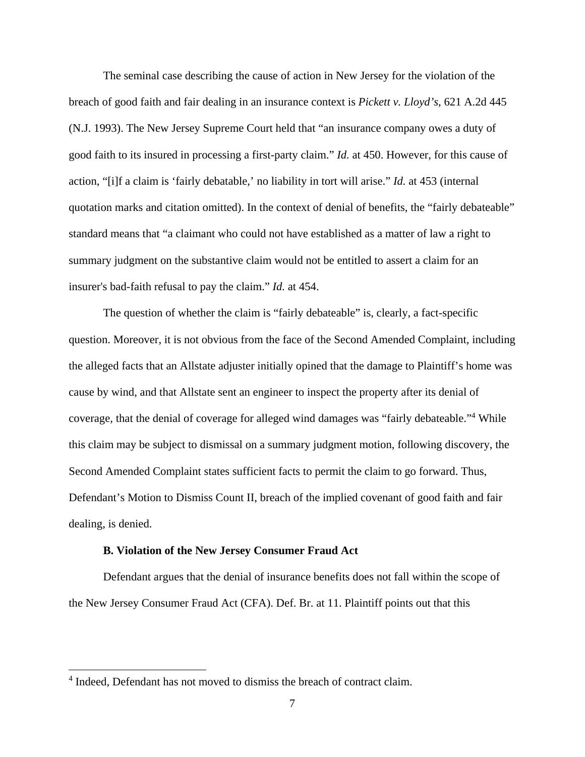The seminal case describing the cause of action in New Jersey for the violation of the breach of good faith and fair dealing in an insurance context is *Pickett v. Lloyd's*, 621 A.2d 445 (N.J. 1993). The New Jersey Supreme Court held that "an insurance company owes a duty of good faith to its insured in processing a first-party claim." *Id.* at 450. However, for this cause of action, "[i]f a claim is 'fairly debatable,' no liability in tort will arise." *Id.* at 453 (internal quotation marks and citation omitted). In the context of denial of benefits, the "fairly debateable" standard means that "a claimant who could not have established as a matter of law a right to summary judgment on the substantive claim would not be entitled to assert a claim for an insurer's bad-faith refusal to pay the claim." *Id.* at 454.

The question of whether the claim is "fairly debateable" is, clearly, a fact-specific question. Moreover, it is not obvious from the face of the Second Amended Complaint, including the alleged facts that an Allstate adjuster initially opined that the damage to Plaintiff's home was cause by wind, and that Allstate sent an engineer to inspect the property after its denial of coverage, that the denial of coverage for alleged wind damages was "fairly debateable."[4] While this claim may be subject to dismissal on a summary judgment motion, following discovery, the Second Amended Complaint states sufficient facts to permit the claim to go forward. Thus, Defendant's Motion to Dismiss Count II, breach of the implied covenant of good faith and fair dealing, is denied.

**B. Violation of the New Jersey Consumer Fraud Act**

Defendant argues that the denial of insurance benefits does not fall within the scope of the New Jersey Consumer Fraud Act (CFA). Def. Br. at 11. Plaintiff points out that this

[4] Indeed, Defendant has not moved to dismiss the breach of contract claim.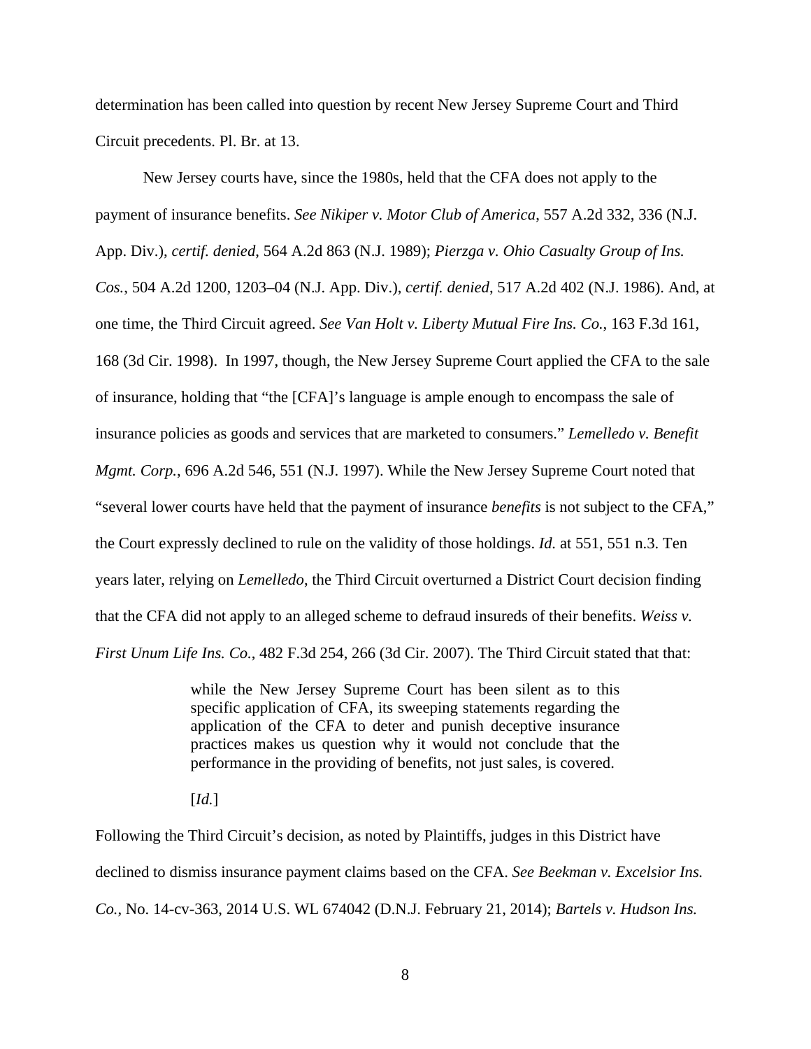determination has been called into question by recent New Jersey Supreme Court and Third Circuit precedents. Pl. Br. at 13.

New Jersey courts have, since the 1980s, held that the CFA does not apply to the payment of insurance benefits. *See Nikiper v. Motor Club of America*, 557 A.2d 332, 336 (N.J. App. Div.), *certif. denied*, 564 A.2d 863 (N.J. 1989); *Pierzga v. Ohio Casualty Group of Ins. Cos.*, 504 A.2d 1200, 1203–04 (N.J. App. Div.), *certif. denied*, 517 A.2d 402 (N.J. 1986). And, at one time, the Third Circuit agreed. *See Van Holt v. Liberty Mutual Fire Ins. Co.*, 163 F.3d 161, 168 (3d Cir. 1998). In 1997, though, the New Jersey Supreme Court applied the CFA to the sale of insurance, holding that "the [CFA]'s language is ample enough to encompass the sale of insurance policies as goods and services that are marketed to consumers." *Lemelledo v. Benefit Mgmt. Corp.*, 696 A.2d 546, 551 (N.J. 1997). While the New Jersey Supreme Court noted that "several lower courts have held that the payment of insurance *benefits* is not subject to the CFA," the Court expressly declined to rule on the validity of those holdings. *Id.* at 551, 551 n.3. Ten years later, relying on *Lemelledo*, the Third Circuit overturned a District Court decision finding that the CFA did not apply to an alleged scheme to defraud insureds of their benefits. *Weiss v. First Unum Life Ins. Co.*, 482 F.3d 254, 266 (3d Cir. 2007). The Third Circuit stated that that:

> while the New Jersey Supreme Court has been silent as to this specific application of CFA, its sweeping statements regarding the application of the CFA to deter and punish deceptive insurance practices makes us question why it would not conclude that the performance in the providing of benefits, not just sales, is covered.
>
> [*Id.*]

Following the Third Circuit's decision, as noted by Plaintiffs, judges in this District have declined to dismiss insurance payment claims based on the CFA. *See Beekman v. Excelsior Ins. Co.*, No. 14-cv-363, 2014 U.S. WL 674042 (D.N.J. February 21, 2014); *Bartels v. Hudson Ins.*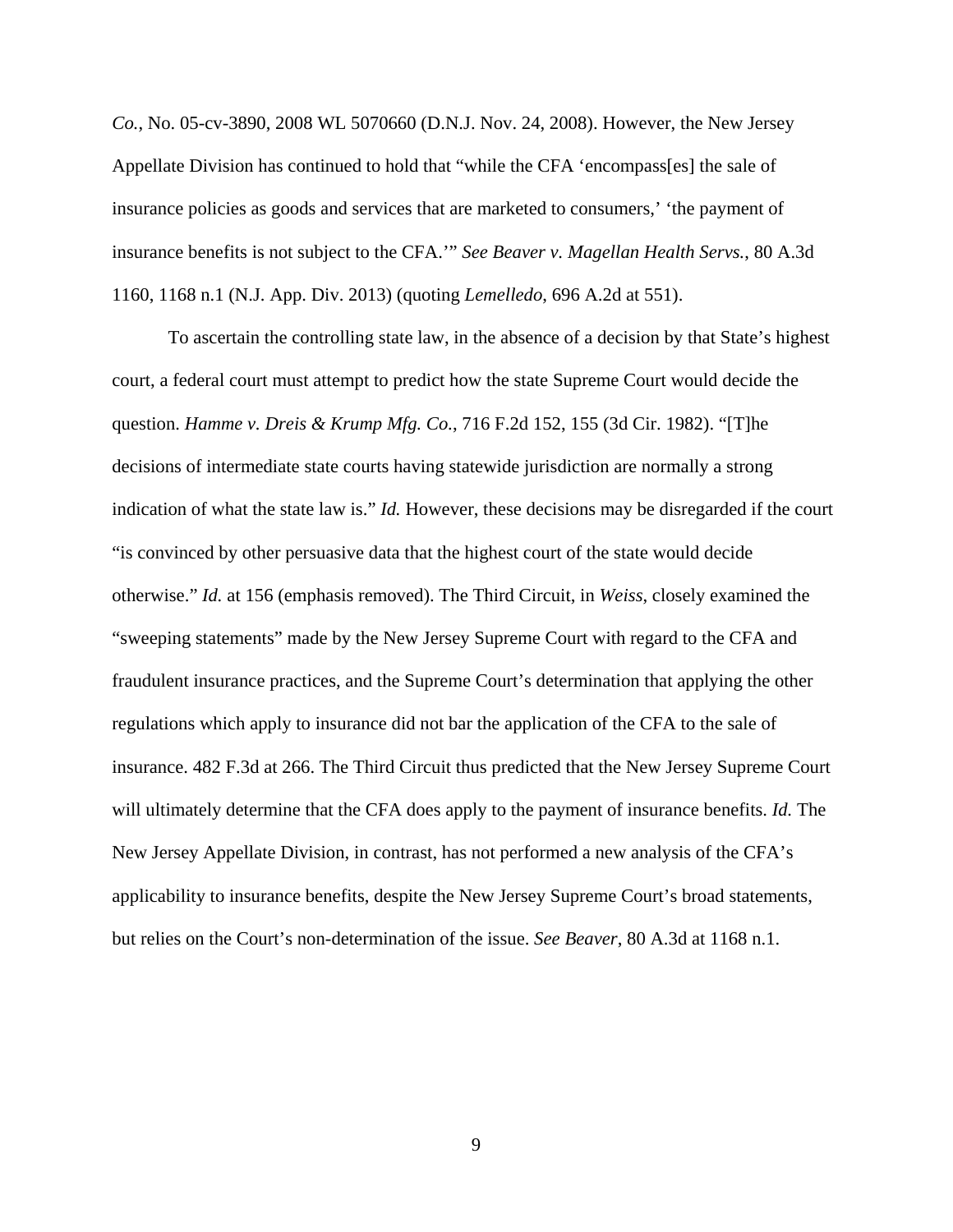*Co.*, No. 05-cv-3890, 2008 WL 5070660 (D.N.J. Nov. 24, 2008). However, the New Jersey Appellate Division has continued to hold that "while the CFA 'encompass[es] the sale of insurance policies as goods and services that are marketed to consumers,' 'the payment of insurance benefits is not subject to the CFA.'" *See Beaver v. Magellan Health Servs.*, 80 A.3d 1160, 1168 n.1 (N.J. App. Div. 2013) (quoting *Lemelledo*, 696 A.2d at 551).

To ascertain the controlling state law, in the absence of a decision by that State's highest court, a federal court must attempt to predict how the state Supreme Court would decide the question. *Hamme v. Dreis & Krump Mfg. Co.*, 716 F.2d 152, 155 (3d Cir. 1982). "[T]he decisions of intermediate state courts having statewide jurisdiction are normally a strong indication of what the state law is." *Id.* However, these decisions may be disregarded if the court "is convinced by other persuasive data that the highest court of the state would decide otherwise." *Id.* at 156 (emphasis removed). The Third Circuit, in *Weiss*, closely examined the "sweeping statements" made by the New Jersey Supreme Court with regard to the CFA and fraudulent insurance practices, and the Supreme Court's determination that applying the other regulations which apply to insurance did not bar the application of the CFA to the sale of insurance. 482 F.3d at 266. The Third Circuit thus predicted that the New Jersey Supreme Court will ultimately determine that the CFA does apply to the payment of insurance benefits. *Id.* The New Jersey Appellate Division, in contrast, has not performed a new analysis of the CFA's applicability to insurance benefits, despite the New Jersey Supreme Court's broad statements, but relies on the Court's non-determination of the issue. *See Beaver*, 80 A.3d at 1168 n.1.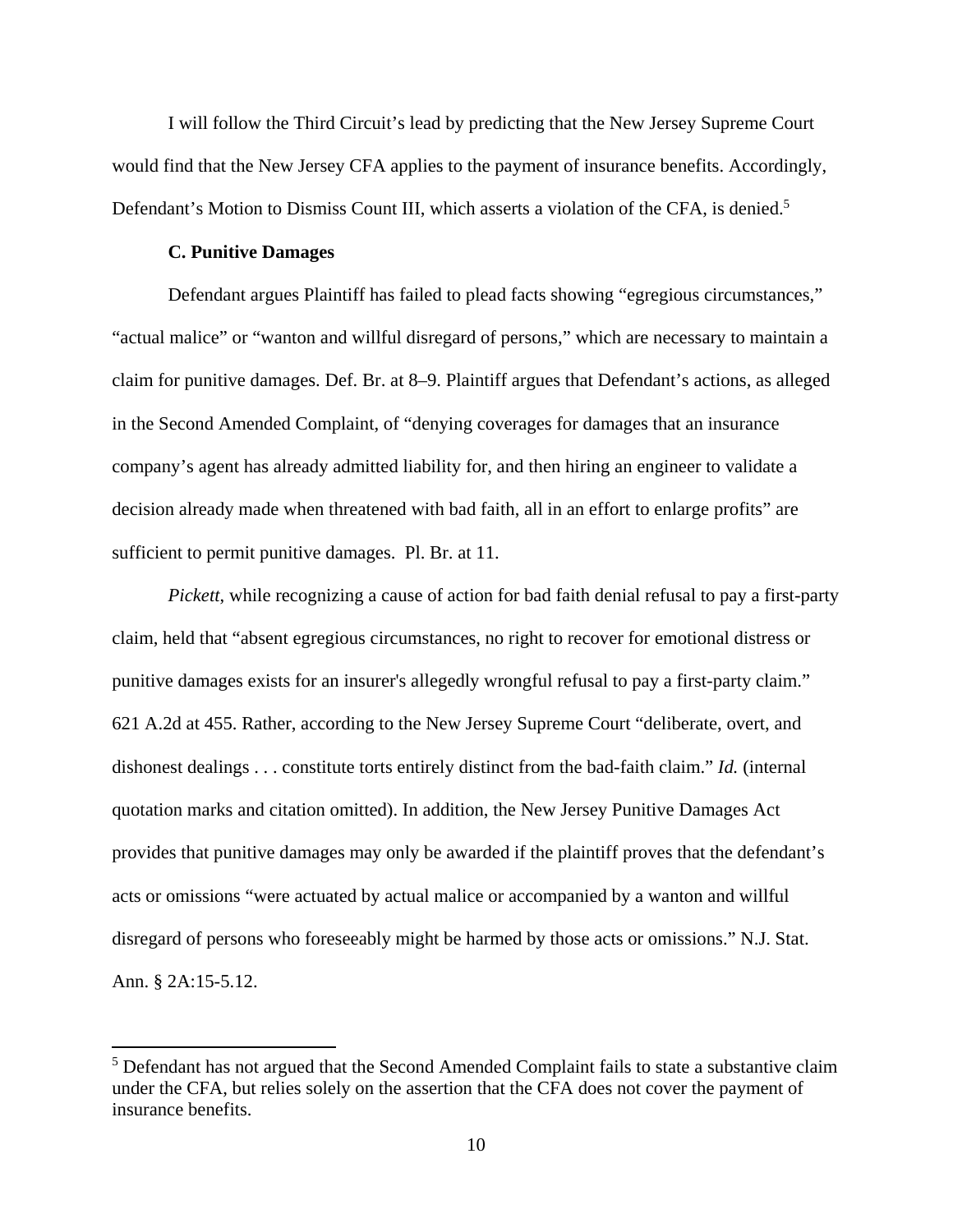I will follow the Third Circuit's lead by predicting that the New Jersey Supreme Court would find that the New Jersey CFA applies to the payment of insurance benefits. Accordingly, Defendant's Motion to Dismiss Count III, which asserts a violation of the CFA, is denied.[5]

**C. Punitive Damages**

Defendant argues Plaintiff has failed to plead facts showing "egregious circumstances," "actual malice" or "wanton and willful disregard of persons," which are necessary to maintain a claim for punitive damages. Def. Br. at 8–9. Plaintiff argues that Defendant's actions, as alleged in the Second Amended Complaint, of "denying coverages for damages that an insurance company's agent has already admitted liability for, and then hiring an engineer to validate a decision already made when threatened with bad faith, all in an effort to enlarge profits" are sufficient to permit punitive damages. Pl. Br. at 11.

*Pickett*, while recognizing a cause of action for bad faith denial refusal to pay a first-party claim, held that "absent egregious circumstances, no right to recover for emotional distress or punitive damages exists for an insurer's allegedly wrongful refusal to pay a first-party claim." 621 A.2d at 455. Rather, according to the New Jersey Supreme Court "deliberate, overt, and dishonest dealings . . . constitute torts entirely distinct from the bad-faith claim." *Id.* (internal quotation marks and citation omitted). In addition, the New Jersey Punitive Damages Act provides that punitive damages may only be awarded if the plaintiff proves that the defendant's acts or omissions "were actuated by actual malice or accompanied by a wanton and willful disregard of persons who foreseeably might be harmed by those acts or omissions." N.J. Stat. Ann. § 2A:15-5.12.

---

[5] Defendant has not argued that the Second Amended Complaint fails to state a substantive claim under the CFA, but relies solely on the assertion that the CFA does not cover the payment of insurance benefits.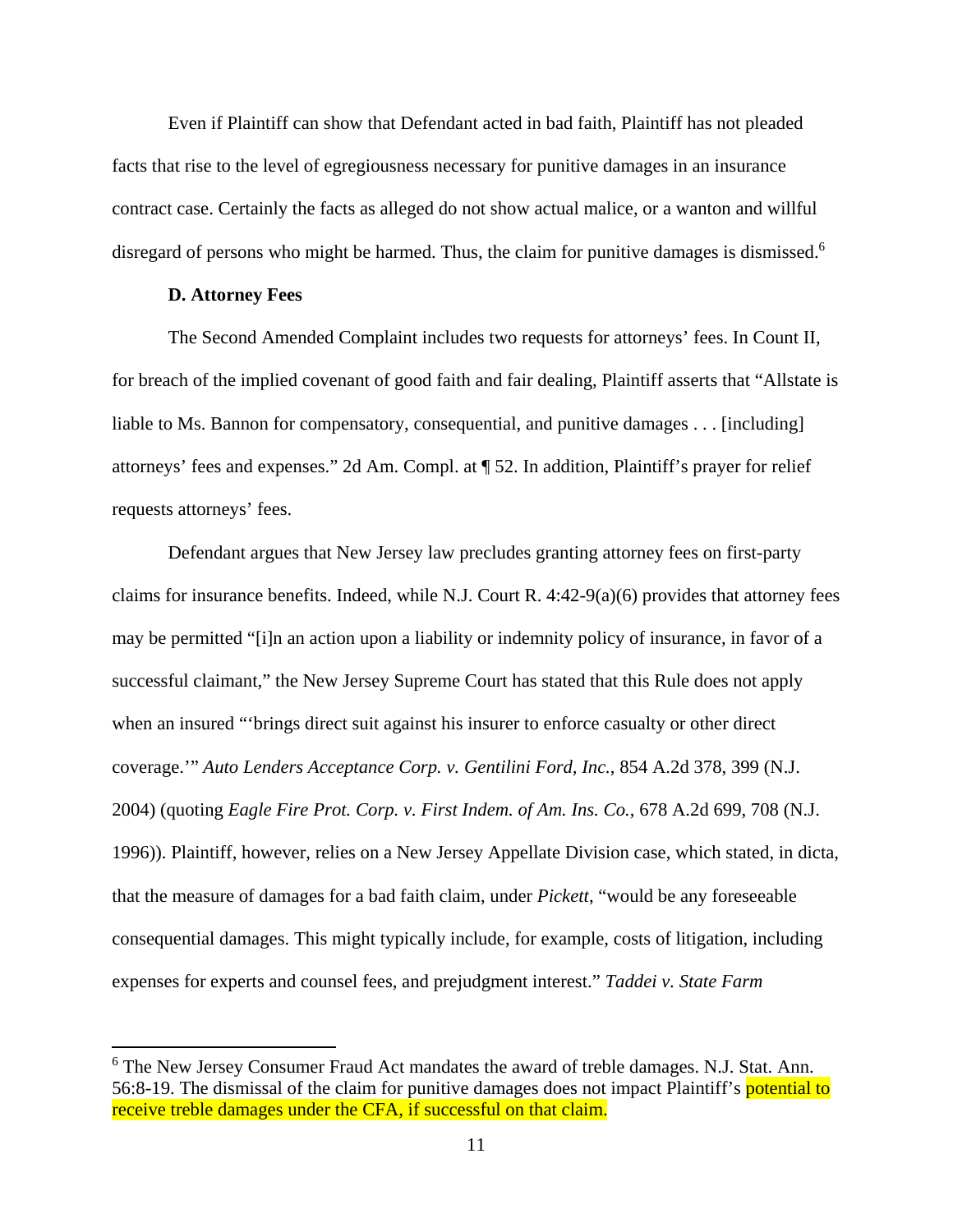Even if Plaintiff can show that Defendant acted in bad faith, Plaintiff has not pleaded facts that rise to the level of egregiousness necessary for punitive damages in an insurance contract case. Certainly the facts as alleged do not show actual malice, or a wanton and willful disregard of persons who might be harmed. Thus, the claim for punitive damages is dismissed.[6]

**D. Attorney Fees**

The Second Amended Complaint includes two requests for attorneys' fees. In Count II, for breach of the implied covenant of good faith and fair dealing, Plaintiff asserts that "Allstate is liable to Ms. Bannon for compensatory, consequential, and punitive damages . . . [including] attorneys' fees and expenses." 2d Am. Compl. at ¶ 52. In addition, Plaintiff's prayer for relief requests attorneys' fees.

Defendant argues that New Jersey law precludes granting attorney fees on first-party claims for insurance benefits. Indeed, while N.J. Court R. 4:42-9(a)(6) provides that attorney fees may be permitted "[i]n an action upon a liability or indemnity policy of insurance, in favor of a successful claimant," the New Jersey Supreme Court has stated that this Rule does not apply when an insured "'brings direct suit against his insurer to enforce casualty or other direct coverage.'" *Auto Lenders Acceptance Corp. v. Gentilini Ford, Inc.*, 854 A.2d 378, 399 (N.J. 2004) (quoting *Eagle Fire Prot. Corp. v. First Indem. of Am. Ins. Co.*, 678 A.2d 699, 708 (N.J. 1996)). Plaintiff, however, relies on a New Jersey Appellate Division case, which stated, in dicta, that the measure of damages for a bad faith claim, under *Pickett*, "would be any foreseeable consequential damages. This might typically include, for example, costs of litigation, including expenses for experts and counsel fees, and prejudgment interest." *Taddei v. State Farm*

---

[6] The New Jersey Consumer Fraud Act mandates the award of treble damages. N.J. Stat. Ann. 56:8-19. The dismissal of the claim for punitive damages does not impact Plaintiff's potential to receive treble damages under the CFA, if successful on that claim.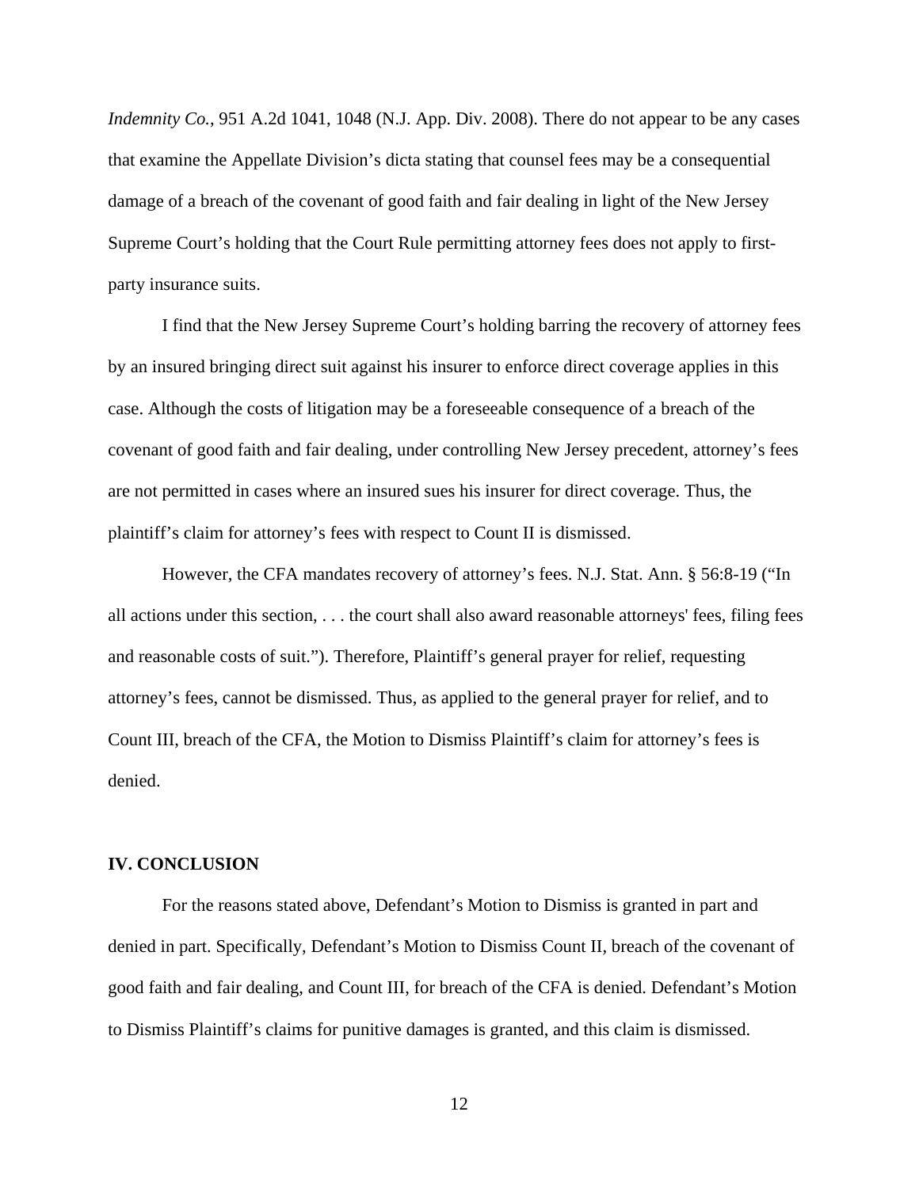*Indemnity Co.*, 951 A.2d 1041, 1048 (N.J. App. Div. 2008). There do not appear to be any cases that examine the Appellate Division's dicta stating that counsel fees may be a consequential damage of a breach of the covenant of good faith and fair dealing in light of the New Jersey Supreme Court's holding that the Court Rule permitting attorney fees does not apply to first-party insurance suits.

I find that the New Jersey Supreme Court's holding barring the recovery of attorney fees by an insured bringing direct suit against his insurer to enforce direct coverage applies in this case. Although the costs of litigation may be a foreseeable consequence of a breach of the covenant of good faith and fair dealing, under controlling New Jersey precedent, attorney's fees are not permitted in cases where an insured sues his insurer for direct coverage. Thus, the plaintiff's claim for attorney's fees with respect to Count II is dismissed.

However, the CFA mandates recovery of attorney's fees. N.J. Stat. Ann. § 56:8-19 ("In all actions under this section, . . . the court shall also award reasonable attorneys' fees, filing fees and reasonable costs of suit."). Therefore, Plaintiff's general prayer for relief, requesting attorney's fees, cannot be dismissed. Thus, as applied to the general prayer for relief, and to Count III, breach of the CFA, the Motion to Dismiss Plaintiff's claim for attorney's fees is denied.

## IV. CONCLUSION

For the reasons stated above, Defendant's Motion to Dismiss is granted in part and denied in part. Specifically, Defendant's Motion to Dismiss Count II, breach of the covenant of good faith and fair dealing, and Count III, for breach of the CFA is denied. Defendant's Motion to Dismiss Plaintiff's claims for punitive damages is granted, and this claim is dismissed.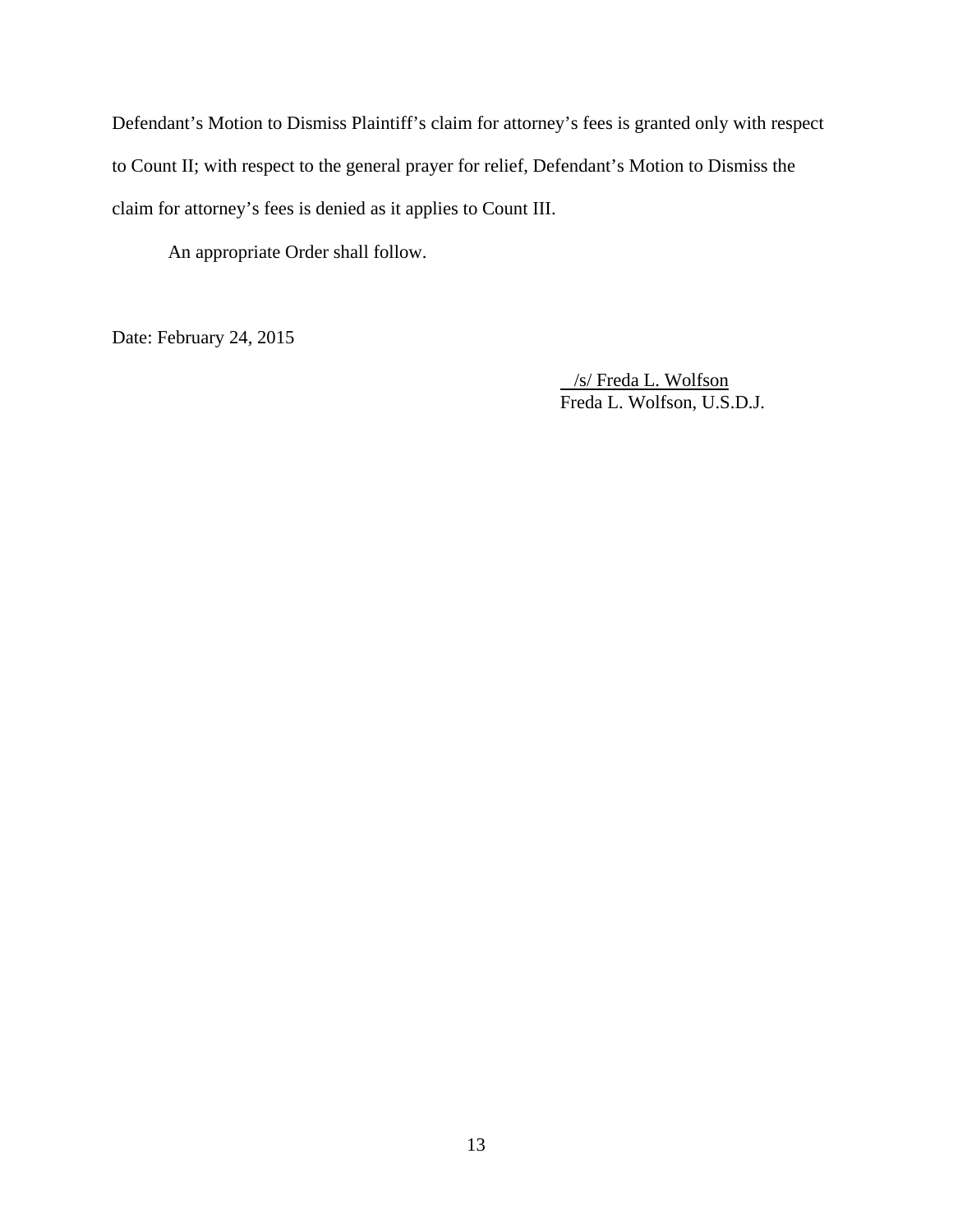Defendant's Motion to Dismiss Plaintiff's claim for attorney's fees is granted only with respect to Count II; with respect to the general prayer for relief, Defendant's Motion to Dismiss the claim for attorney's fees is denied as it applies to Count III.

An appropriate Order shall follow.

Date: February 24, 2015

/s/ Freda L. Wolfson
Freda L. Wolfson, U.S.D.J.